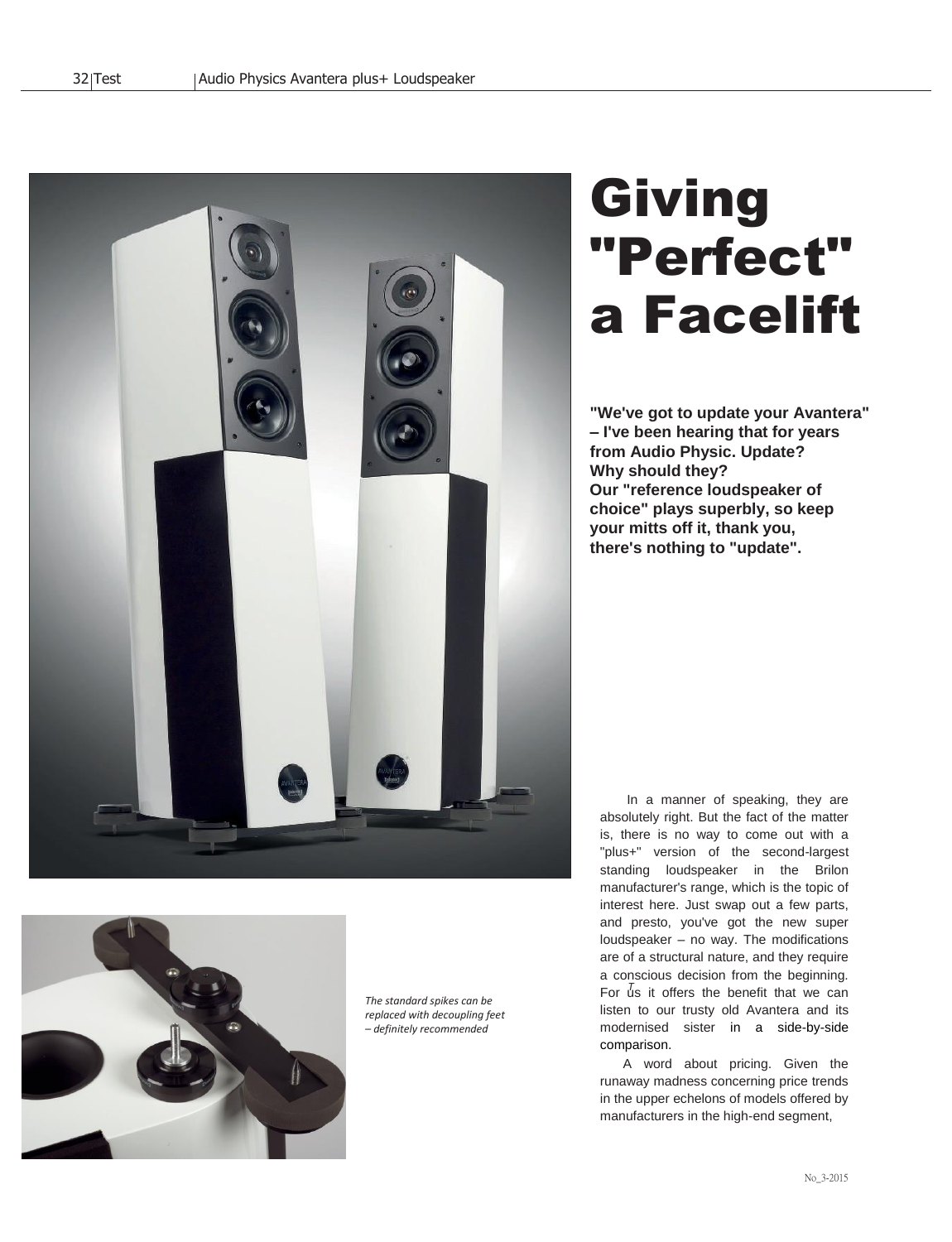# Giving "Perfect" a Facelift

**"We've got to update your Avantera" – I've been hearing that for years from Audio Physic. Update? Why should they? Our "reference loudspeaker of choice" plays superbly, so keep your mitts off it, thank you, there's nothing to "update".**

*The standard spikes can be replaced with decoupling feet – definitely recommended*

In a manner of speaking, they are absolutely right. But the fact of the matter is, there is no way to come out with a "plus+" version of the second-largest standing loudspeaker in the Brilon manufacturer's range, which is the topic of interest here. Just swap out a few parts, and presto, you've got the new super loudspeaker – no way. The modifications are of a structural nature, and they require a conscious decision from the beginning. For us it offers the benefit that we can listen to our trusty old Avantera and its modernised sister in a side-by-side comparison.

A word about pricing. Given the runaway madness concerning price trends in the upper echelons of models offered by manufacturers in the high-end segment,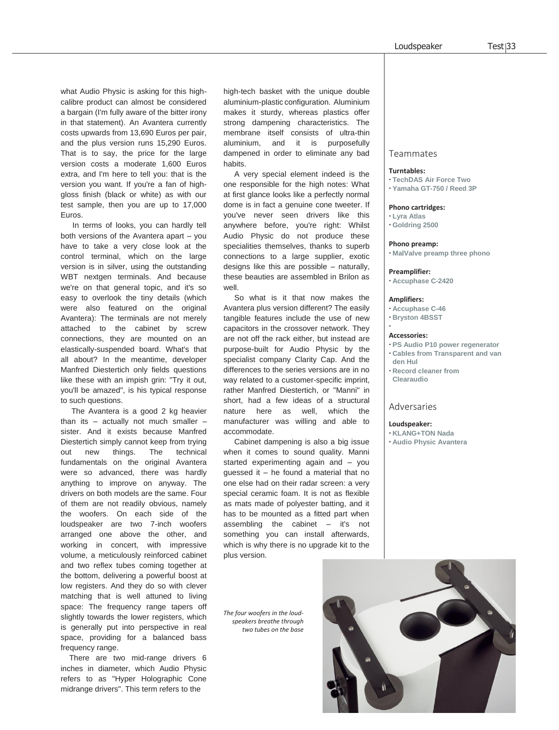what Audio Physic is asking for this high-calibre product can almost be considered a bargain (I'm fully aware of the bitter irony in that statement). An Avantera currently costs upwards from 13,690 Euros per pair, and the plus version runs 15,290 Euros. That is to say, the price for the large version costs a moderate 1,600 Euros extra, and I'm here to tell you: that is the version you want. If you're a fan of high-gloss finish (black or white) as with our test sample, then you are up to 17,000 Euros.

In terms of looks, you can hardly tell both versions of the Avantera apart – you have to take a very close look at the control terminal, which on the large version is in silver, using the outstanding WBT nextgen terminals. And because we're on that general topic, and it's so easy to overlook the tiny details (which were also featured on the original Avantera): The terminals are not merely attached to the cabinet by screw connections, they are mounted on an elastically-suspended board. What's that all about? In the meantime, developer Manfred Diestertich only fields questions like these with an impish grin: "Try it out, you'll be amazed", is his typical response to such questions.

The Avantera is a good 2 kg heavier than its – actually not much smaller – sister. And it exists because Manfred Diestertich simply cannot keep from trying out new things. The technical fundamentals on the original Avantera were so advanced, there was hardly anything to improve on anyway. The drivers on both models are the same. Four of them are not readily obvious, namely the woofers. On each side of the loudspeaker are two 7-inch woofers arranged one above the other, and working in concert, with impressive volume, a meticulously reinforced cabinet and two reflex tubes coming together at the bottom, delivering a powerful boost at low registers. And they do so with clever matching that is well attuned to living space: The frequency range tapers off slightly towards the lower registers, which is generally put into perspective in real space, providing for a balanced bass frequency range.

There are two mid-range drivers 6 inches in diameter, which Audio Physic refers to as "Hyper Holographic Cone midrange drivers". This term refers to the high-tech basket with the unique double aluminium-plastic configuration. Aluminium makes it sturdy, whereas plastics offer strong dampening characteristics. The membrane itself consists of ultra-thin aluminium, and it is purposefully dampened in order to eliminate any bad habits.

A very special element indeed is the one responsible for the high notes: What at first glance looks like a perfectly normal dome is in fact a genuine cone tweeter. If you've never seen drivers like this anywhere before, you're right: Whilst Audio Physic do not produce these specialities themselves, thanks to superb connections to a large supplier, exotic designs like this are possible – naturally, these beauties are assembled in Brilon as well.

So what is it that now makes the Avantera plus version different? The easily tangible features include the use of new capacitors in the crossover network. They are not off the rack either, but instead are purpose-built for Audio Physic by the specialist company Clarity Cap. And the differences to the series versions are in no way related to a customer-specific imprint, rather Manfred Diestertich, or "Manni" in short, had a few ideas of a structural nature here as well, which the manufacturer was willing and able to accommodate.

Cabinet dampening is also a big issue when it comes to sound quality. Manni started experimenting again and – you guessed it – he found a material that no one else had on their radar screen: a very special ceramic foam. It is not as flexible as mats made of polyester batting, and it has to be mounted as a fitted part when assembling the cabinet – it's not something you can install afterwards, which is why there is no upgrade kit to the plus version.

*The four woofers in the loudspeakers breathe through two tubes on the base*

## Teammates

**Turntables:**
- TechDAS Air Force Two
- Yamaha GT-750 / Reed 3P

**Phono cartridges:**
- Lyra Atlas
- Goldring 2500

**Phono preamp:**
- MalValve preamp three phono

**Preamplifier:**
- Accuphase C-2420

**Amplifiers:**
- Accuphase C-46
- Bryston 4BSST

**Accessories:**
- PS Audio P10 power regenerator
- Cables from Transparent and van den Hul
- Record cleaner from Clearaudio

## Adversaries

**Loudspeaker:**
- KLANG+TON Nada
- Audio Physic Avantera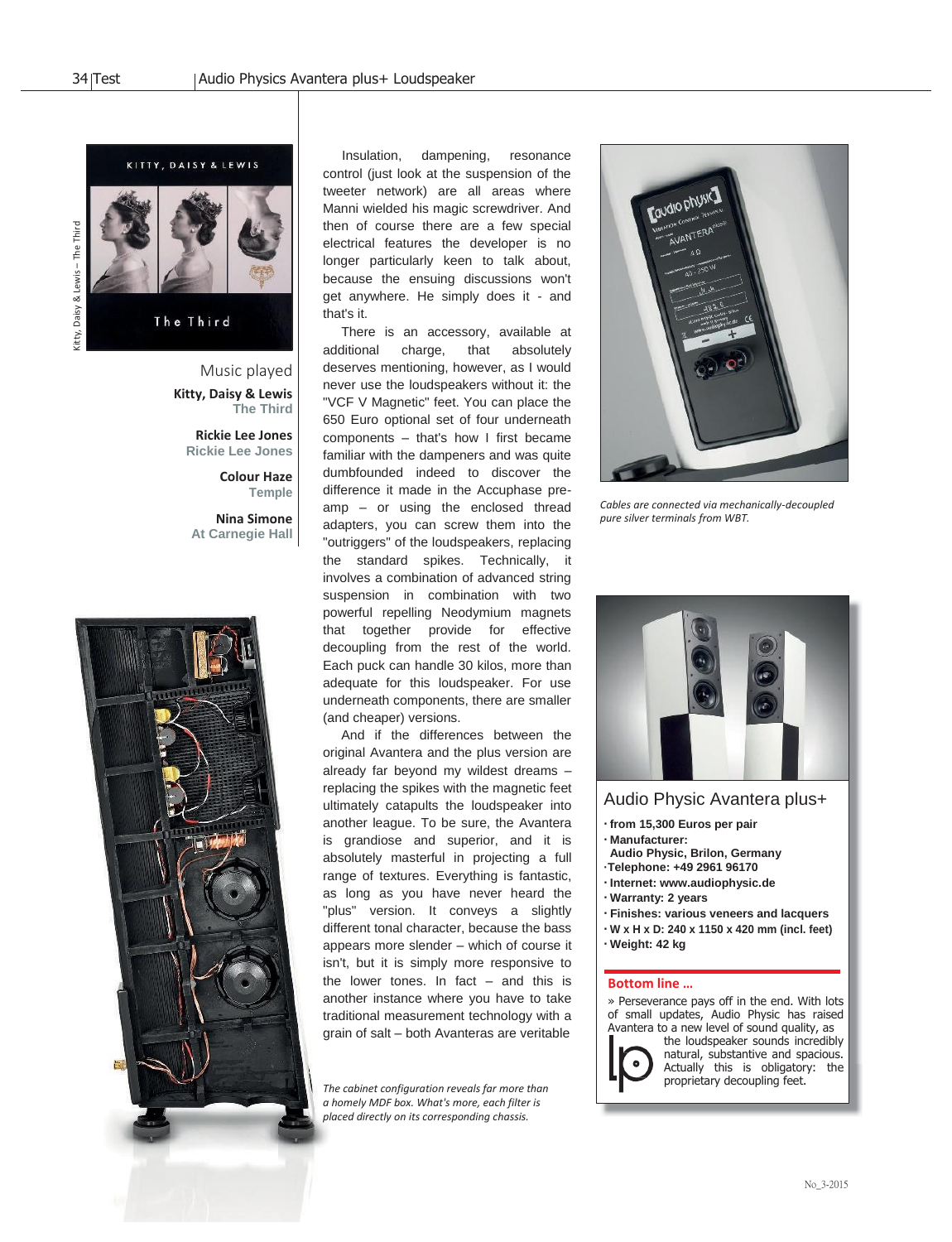## Music played

**Kitty, Daisy & Lewis**
The Third

**Rickie Lee Jones**
Rickie Lee Jones

**Colour Haze**
Temple

**Nina Simone**
At Carnegie Hall

Insulation, dampening, resonance control (just look at the suspension of the tweeter network) are all areas where Manni wielded his magic screwdriver. And then of course there are a few special electrical features the developer is no longer particularly keen to talk about, because the ensuing discussions won't get anywhere. He simply does it - and that's it.

There is an accessory, available at additional charge, that absolutely deserves mentioning, however, as I would never use the loudspeakers without it: the "VCF V Magnetic" feet. You can place the 650 Euro optional set of four underneath components – that's how I first became familiar with the dampeners and was quite dumbfounded indeed to discover the difference it made in the Accuphase pre-amp – or using the enclosed thread adapters, you can screw them into the "outriggers" of the loudspeakers, replacing the standard spikes. Technically, it involves a combination of advanced string suspension in combination with two powerful repelling Neodymium magnets that together provide for effective decoupling from the rest of the world. Each puck can handle 30 kilos, more than adequate for this loudspeaker. For use underneath components, there are smaller (and cheaper) versions.

And if the differences between the original Avantera and the plus version are already far beyond my wildest dreams – replacing the spikes with the magnetic feet ultimately catapults the loudspeaker into another league. To be sure, the Avantera is grandiose and superior, and it is absolutely masterful in projecting a full range of textures. Everything is fantastic, as long as you have never heard the "plus" version. It conveys a slightly different tonal character, because the bass appears more slender – which of course it isn't, but it is simply more responsive to the lower tones. In fact – and this is another instance where you have to take traditional measurement technology with a grain of salt – both Avanteras are veritable

*The cabinet configuration reveals far more than a homely MDF box. What's more, each filter is placed directly on its corresponding chassis.*

*Cables are connected via mechanically-decoupled pure silver terminals from WBT.*

### Audio Physic Avantera plus+

- **from 15,300 Euros per pair**
- **Manufacturer: Audio Physic, Brilon, Germany**
- **Telephone: +49 2961 96170**
- **Internet: www.audiophysic.de**
- **Warranty: 2 years**
- **Finishes: various veneers and lacquers**
- **W x H x D: 240 x 1150 x 420 mm (incl. feet)**
- **Weight: 42 kg**

**Bottom line ...**

» Perseverance pays off in the end. With lots of small updates, Audio Physic has raised Avantera to a new level of sound quality, as the loudspeaker sounds incredibly natural, substantive and spacious. Actually this is obligatory: the proprietary decoupling feet.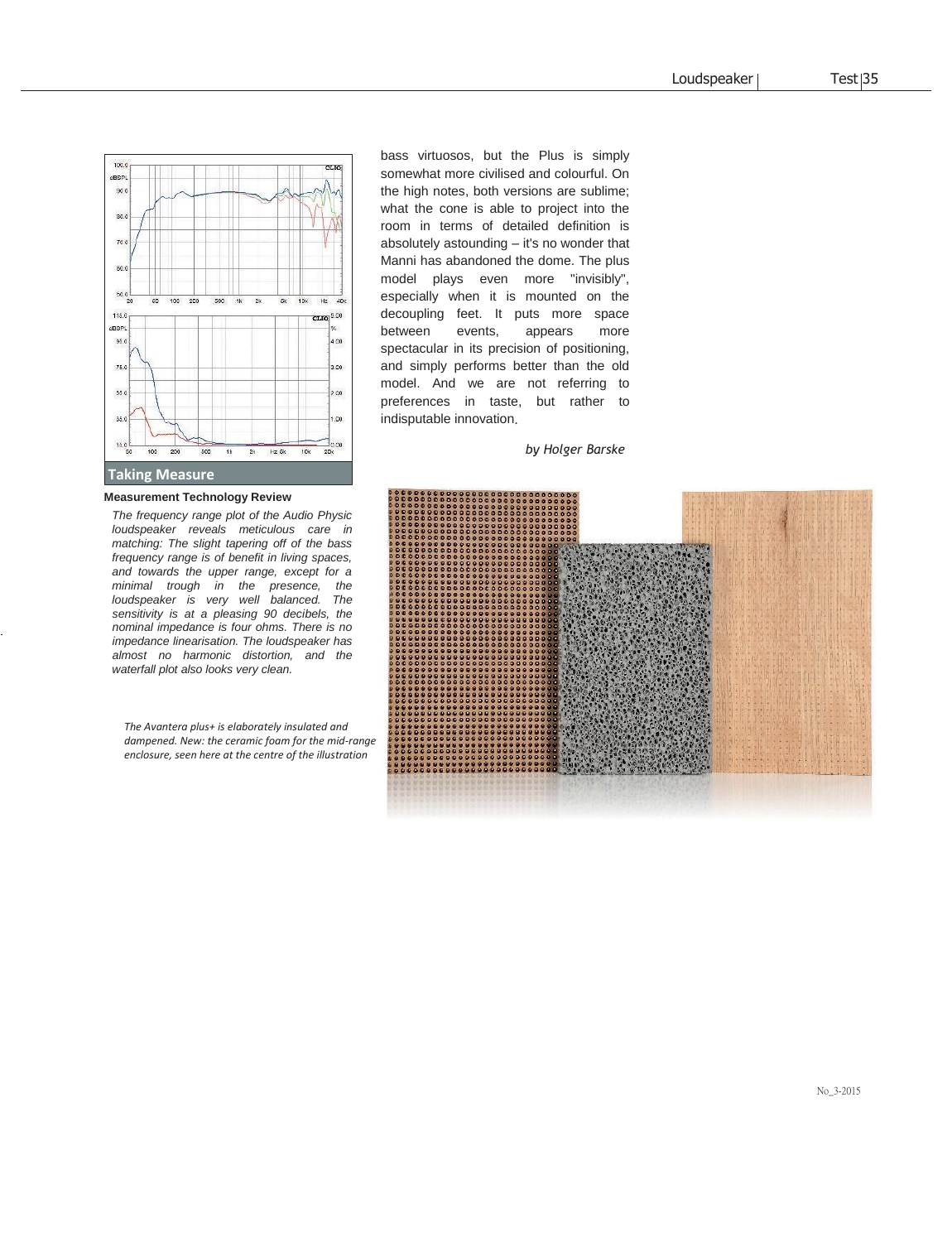100.0
dBSPL
90.0
80.0
70.0
60.0
50.0
20 50 100 200 500 1k 2k 5k 10k Hz 40k
CLIO

115.0
dBSPL
95.0
75.0
55.0
35.0
15.0
50 100 200 500 1k 2k Hz 5k 10k 20k
CLIO
5.00
%
4.00
3.00
2.00
1.00
0.00

## Taking Measure

**Measurement Technology Review**

*The frequency range plot of the Audio Physic loudspeaker reveals meticulous care in matching: The slight tapering off of the bass frequency range is of benefit in living spaces, and towards the upper range, except for a minimal trough in the presence, the loudspeaker is very well balanced. The sensitivity is at a pleasing 90 decibels, the nominal impedance is four ohms. There is no impedance linearisation. The loudspeaker has almost no harmonic distortion, and the waterfall plot also looks very clean.*

bass virtuosos, but the Plus is simply somewhat more civilised and colourful. On the high notes, both versions are sublime; what the cone is able to project into the room in terms of detailed definition is absolutely astounding – it's no wonder that Manni has abandoned the dome. The plus model plays even more "invisibly", especially when it is mounted on the decoupling feet. It puts more space between events, appears more spectacular in its precision of positioning, and simply performs better than the old model. And we are not referring to preferences in taste, but rather to indisputable innovation.

*by Holger Barske*

*The Avantera plus+ is elaborately insulated and dampened. New: the ceramic foam for the mid-range enclosure, seen here at the centre of the illustration*